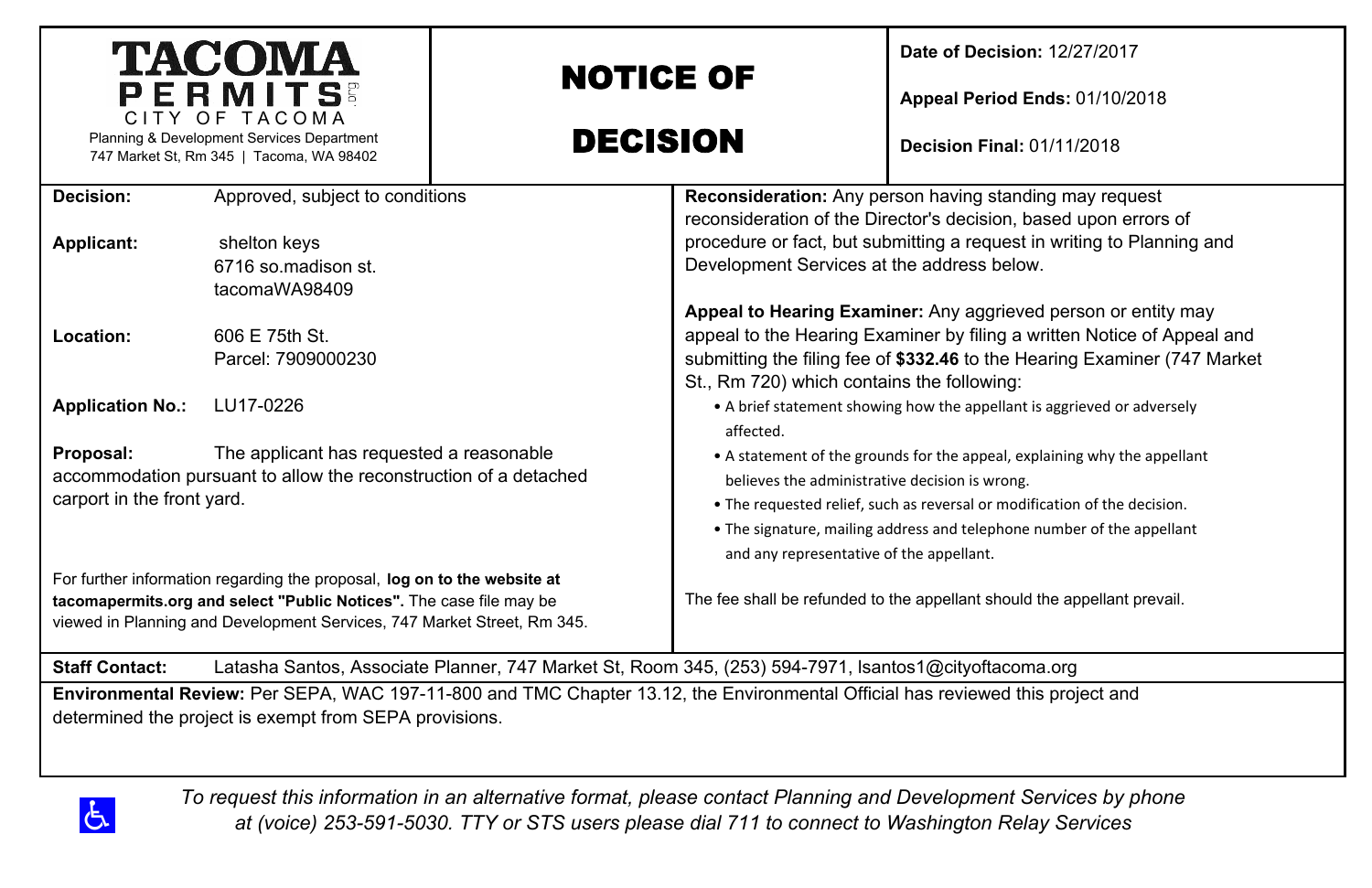**TACOMA PERMITS**
CITY OF TACOMA
Planning & Development Services Department
747 Market St, Rm 345 | Tacoma, WA 98402

# NOTICE OF DECISION

**Date of Decision:** 12/27/2017

**Appeal Period Ends:** 01/10/2018

**Decision Final:** 01/11/2018

**Decision:** Approved, subject to conditions

**Applicant:** shelton keys
6716 so.madison st.
tacomaWA98409

**Location:** 606 E 75th St.
Parcel: 7909000230

**Application No.:** LU17-0226

**Proposal:** The applicant has requested a reasonable accommodation pursuant to allow the reconstruction of a detached carport in the front yard.

For further information regarding the proposal, **log on to the website at tacomapermits.org and select "Public Notices".** The case file may be viewed in Planning and Development Services, 747 Market Street, Rm 345.

**Reconsideration:** Any person having standing may request reconsideration of the Director's decision, based upon errors of procedure or fact, but submitting a request in writing to Planning and Development Services at the address below.

**Appeal to Hearing Examiner:** Any aggrieved person or entity may appeal to the Hearing Examiner by filing a written Notice of Appeal and submitting the filing fee of **$332.46** to the Hearing Examiner (747 Market St., Rm 720) which contains the following:

- A brief statement showing how the appellant is aggrieved or adversely affected.
- A statement of the grounds for the appeal, explaining why the appellant believes the administrative decision is wrong.
- The requested relief, such as reversal or modification of the decision.
- The signature, mailing address and telephone number of the appellant and any representative of the appellant.

The fee shall be refunded to the appellant should the appellant prevail.

**Staff Contact:** Latasha Santos, Associate Planner, 747 Market St, Room 345, (253) 594-7971, lsantos1@cityoftacoma.org

**Environmental Review:** Per SEPA, WAC 197-11-800 and TMC Chapter 13.12, the Environmental Official has reviewed this project and determined the project is exempt from SEPA provisions.

*To request this information in an alternative format, please contact Planning and Development Services by phone at (voice) 253-591-5030. TTY or STS users please dial 711 to connect to Washington Relay Services*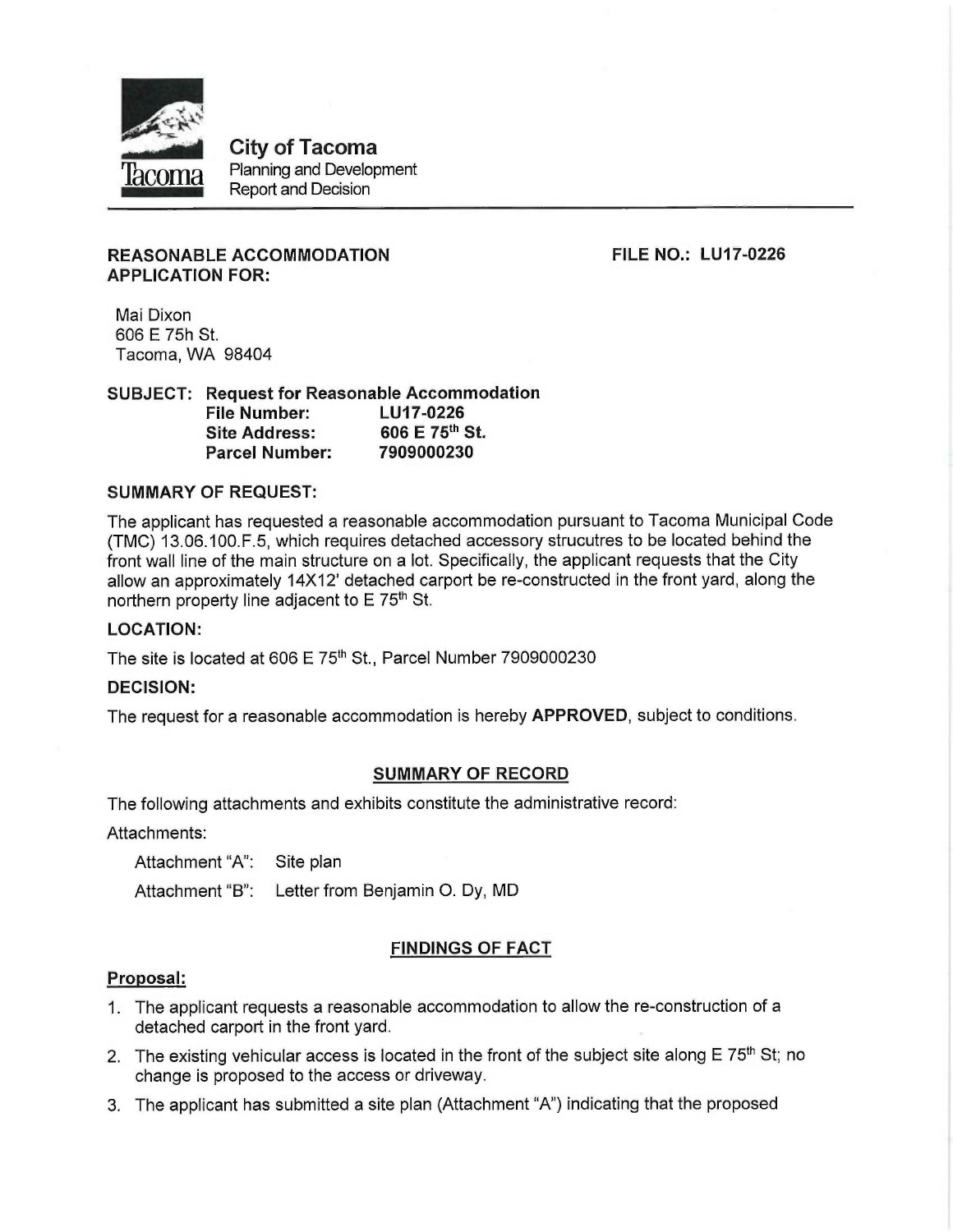**City of Tacoma**
Planning and Development
Report and Decision

**REASONABLE ACCOMMODATION APPLICATION FOR:**

**FILE NO.: LU17-0226**

Mai Dixon
606 E 75h St.
Tacoma, WA 98404

**SUBJECT: Request for Reasonable Accommodation**

| | |
|---|---|
| **File Number:** | **LU17-0226** |
| **Site Address:** | **606 E 75th St.** |
| **Parcel Number:** | **7909000230** |

**SUMMARY OF REQUEST:**

The applicant has requested a reasonable accommodation pursuant to Tacoma Municipal Code (TMC) 13.06.100.F.5, which requires detached accessory strucutres to be located behind the front wall line of the main structure on a lot. Specifically, the applicant requests that the City allow an approximately 14X12' detached carport be re-constructed in the front yard, along the northern property line adjacent to E 75th St.

**LOCATION:**

The site is located at 606 E 75th St., Parcel Number 7909000230

**DECISION:**

The request for a reasonable accommodation is hereby **APPROVED**, subject to conditions.

## SUMMARY OF RECORD

The following attachments and exhibits constitute the administrative record:

Attachments:

Attachment "A": Site plan

Attachment "B": Letter from Benjamin O. Dy, MD

## FINDINGS OF FACT

**Proposal:**

1. The applicant requests a reasonable accommodation to allow the re-construction of a detached carport in the front yard.
2. The existing vehicular access is located in the front of the subject site along E 75th St; no change is proposed to the access or driveway.
3. The applicant has submitted a site plan (Attachment "A") indicating that the proposed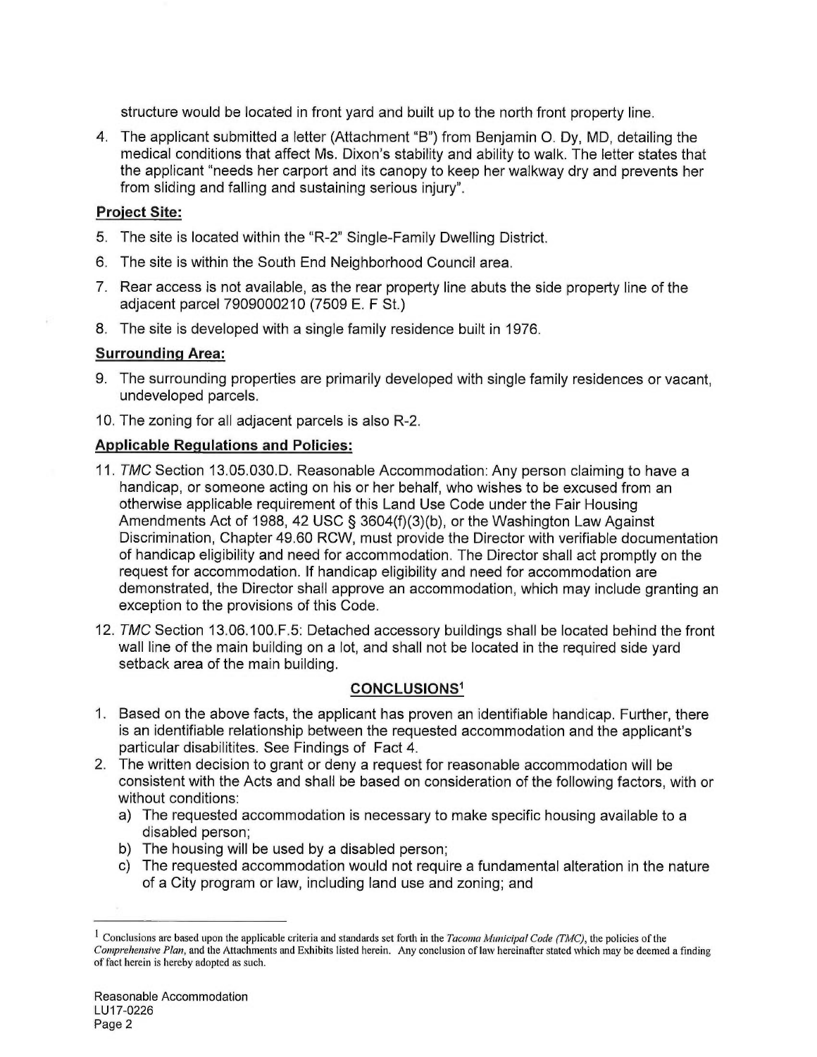structure would be located in front yard and built up to the north front property line.

4. The applicant submitted a letter (Attachment "B") from Benjamin O. Dy, MD, detailing the medical conditions that affect Ms. Dixon's stability and ability to walk. The letter states that the applicant "needs her carport and its canopy to keep her walkway dry and prevents her from sliding and falling and sustaining serious injury".

**Project Site:**

5. The site is located within the "R-2" Single-Family Dwelling District.
6. The site is within the South End Neighborhood Council area.
7. Rear access is not available, as the rear property line abuts the side property line of the adjacent parcel 7909000210 (7509 E. F St.)
8. The site is developed with a single family residence built in 1976.

**Surrounding Area:**

9. The surrounding properties are primarily developed with single family residences or vacant, undeveloped parcels.
10. The zoning for all adjacent parcels is also R-2.

**Applicable Regulations and Policies:**

11. *TMC* Section 13.05.030.D. Reasonable Accommodation: Any person claiming to have a handicap, or someone acting on his or her behalf, who wishes to be excused from an otherwise applicable requirement of this Land Use Code under the Fair Housing Amendments Act of 1988, 42 USC § 3604(f)(3)(b), or the Washington Law Against Discrimination, Chapter 49.60 RCW, must provide the Director with verifiable documentation of handicap eligibility and need for accommodation. The Director shall act promptly on the request for accommodation. If handicap eligibility and need for accommodation are demonstrated, the Director shall approve an accommodation, which may include granting an exception to the provisions of this Code.
12. *TMC* Section 13.06.100.F.5: Detached accessory buildings shall be located behind the front wall line of the main building on a lot, and shall not be located in the required side yard setback area of the main building.

## CONCLUSIONS[1]

1. Based on the above facts, the applicant has proven an identifiable handicap. Further, there is an identifiable relationship between the requested accommodation and the applicant's particular disabilitites. See Findings of Fact 4.
2. The written decision to grant or deny a request for reasonable accommodation will be consistent with the Acts and shall be based on consideration of the following factors, with or without conditions:
   a) The requested accommodation is necessary to make specific housing available to a disabled person;
   b) The housing will be used by a disabled person;
   c) The requested accommodation would not require a fundamental alteration in the nature of a City program or law, including land use and zoning; and

[1] Conclusions are based upon the applicable criteria and standards set forth in the *Tacoma Municipal Code (TMC)*, the policies of the *Comprehensive Plan*, and the Attachments and Exhibits listed herein. Any conclusion of law hereinafter stated which may be deemed a finding of fact herein is hereby adopted as such.

Reasonable Accommodation
LU17-0226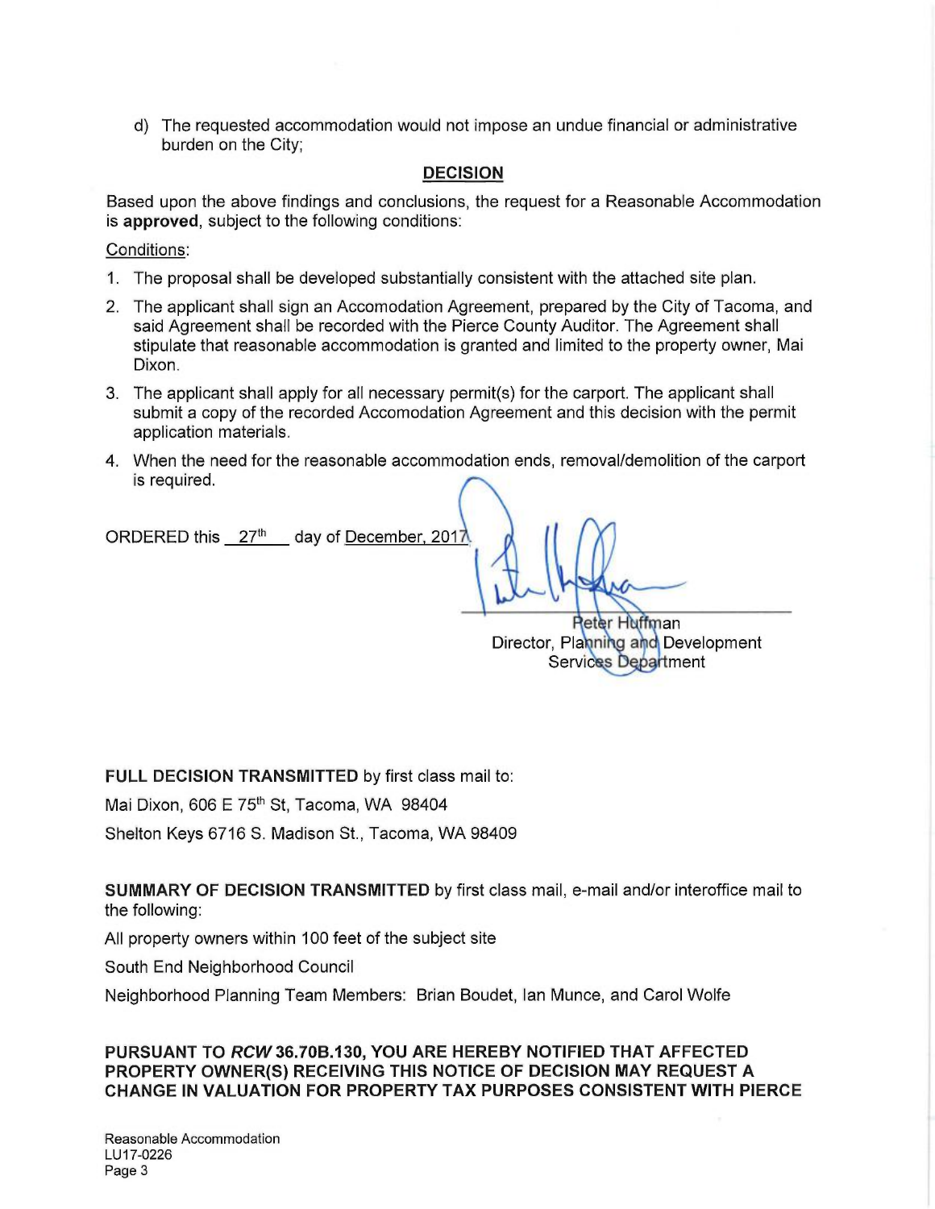d) The requested accommodation would not impose an undue financial or administrative burden on the City;

## DECISION

Based upon the above findings and conclusions, the request for a Reasonable Accommodation is **approved**, subject to the following conditions:

Conditions:

1. The proposal shall be developed substantially consistent with the attached site plan.
2. The applicant shall sign an Accomodation Agreement, prepared by the City of Tacoma, and said Agreement shall be recorded with the Pierce County Auditor. The Agreement shall stipulate that reasonable accommodation is granted and limited to the property owner, Mai Dixon.
3. The applicant shall apply for all necessary permit(s) for the carport. The applicant shall submit a copy of the recorded Accomodation Agreement and this decision with the permit application materials.
4. When the need for the reasonable accommodation ends, removal/demolition of the carport is required.

ORDERED this 27th day of December, 2017.

Peter Huffman
Director, Planning and Development Services Department

**FULL DECISION TRANSMITTED** by first class mail to:

Mai Dixon, 606 E 75th St, Tacoma, WA 98404

Shelton Keys 6716 S. Madison St., Tacoma, WA 98409

**SUMMARY OF DECISION TRANSMITTED** by first class mail, e-mail and/or interoffice mail to the following:

All property owners within 100 feet of the subject site

South End Neighborhood Council

Neighborhood Planning Team Members: Brian Boudet, Ian Munce, and Carol Wolfe

**PURSUANT TO *RCW* 36.70B.130, YOU ARE HEREBY NOTIFIED THAT AFFECTED PROPERTY OWNER(S) RECEIVING THIS NOTICE OF DECISION MAY REQUEST A CHANGE IN VALUATION FOR PROPERTY TAX PURPOSES CONSISTENT WITH PIERCE**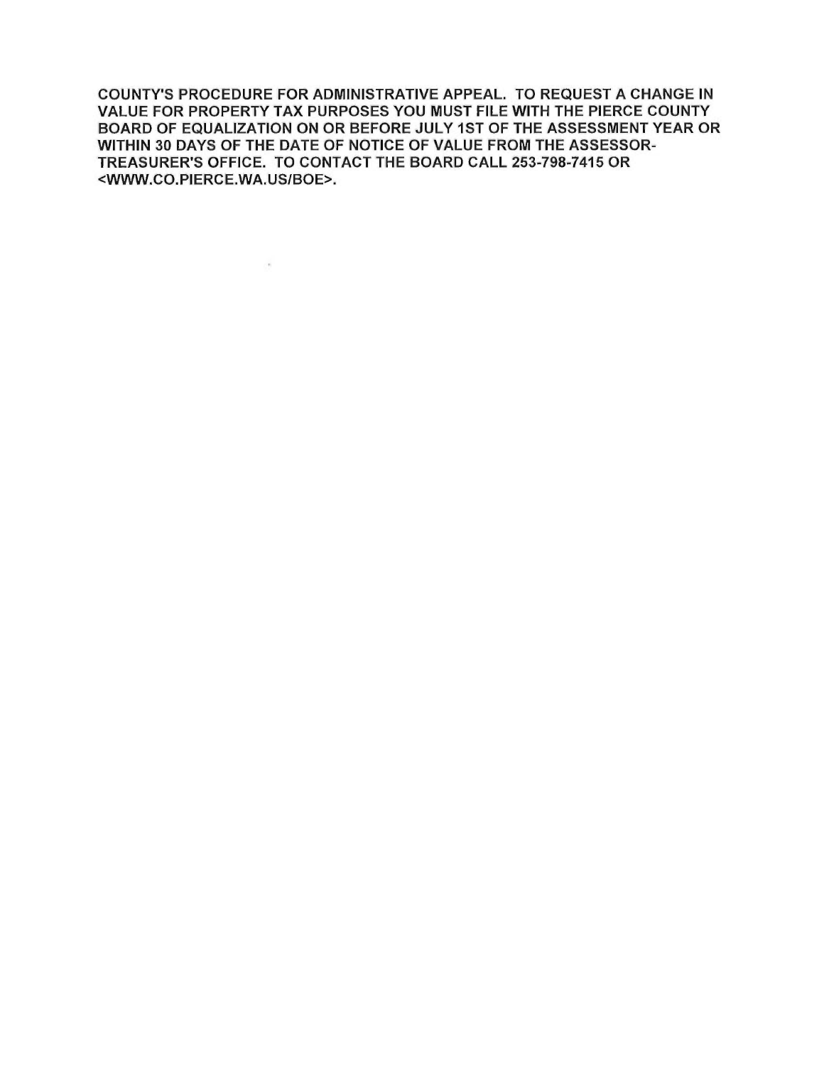COUNTY'S PROCEDURE FOR ADMINISTRATIVE APPEAL. TO REQUEST A CHANGE IN VALUE FOR PROPERTY TAX PURPOSES YOU MUST FILE WITH THE PIERCE COUNTY BOARD OF EQUALIZATION ON OR BEFORE JULY 1ST OF THE ASSESSMENT YEAR OR WITHIN 30 DAYS OF THE DATE OF NOTICE OF VALUE FROM THE ASSESSOR-TREASURER'S OFFICE. TO CONTACT THE BOARD CALL 253-798-7415 OR <WWW.CO.PIERCE.WA.US/BOE>.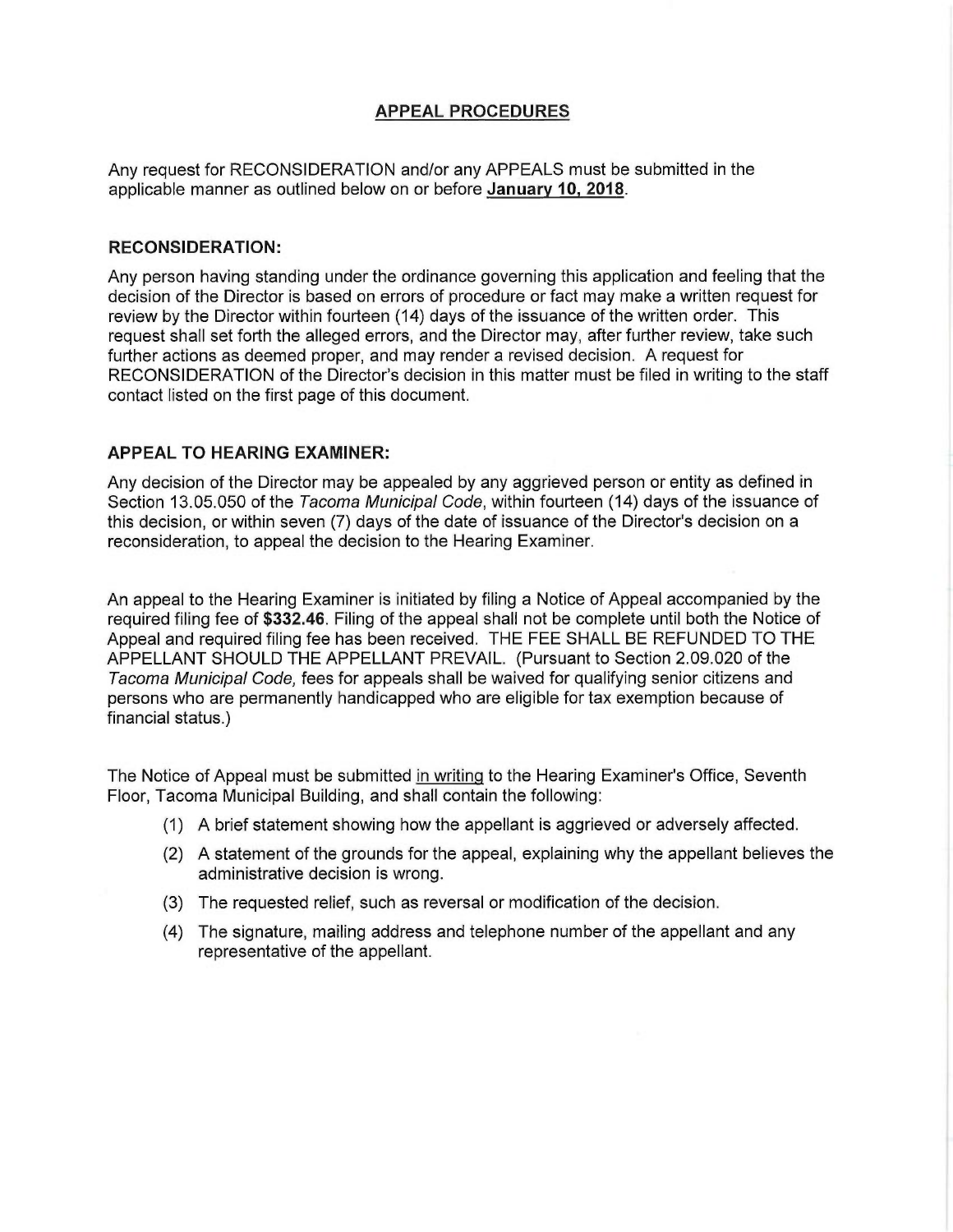# APPEAL PROCEDURES

Any request for RECONSIDERATION and/or any APPEALS must be submitted in the applicable manner as outlined below on or before **January 10, 2018**.

## RECONSIDERATION:

Any person having standing under the ordinance governing this application and feeling that the decision of the Director is based on errors of procedure or fact may make a written request for review by the Director within fourteen (14) days of the issuance of the written order. This request shall set forth the alleged errors, and the Director may, after further review, take such further actions as deemed proper, and may render a revised decision. A request for RECONSIDERATION of the Director's decision in this matter must be filed in writing to the staff contact listed on the first page of this document.

## APPEAL TO HEARING EXAMINER:

Any decision of the Director may be appealed by any aggrieved person or entity as defined in Section 13.05.050 of the *Tacoma Municipal Code*, within fourteen (14) days of the issuance of this decision, or within seven (7) days of the date of issuance of the Director's decision on a reconsideration, to appeal the decision to the Hearing Examiner.

An appeal to the Hearing Examiner is initiated by filing a Notice of Appeal accompanied by the required filing fee of **$332.46**. Filing of the appeal shall not be complete until both the Notice of Appeal and required filing fee has been received. THE FEE SHALL BE REFUNDED TO THE APPELLANT SHOULD THE APPELLANT PREVAIL. (Pursuant to Section 2.09.020 of the *Tacoma Municipal Code,* fees for appeals shall be waived for qualifying senior citizens and persons who are permanently handicapped who are eligible for tax exemption because of financial status.)

The Notice of Appeal must be submitted in writing to the Hearing Examiner's Office, Seventh Floor, Tacoma Municipal Building, and shall contain the following:

(1) A brief statement showing how the appellant is aggrieved or adversely affected.

(2) A statement of the grounds for the appeal, explaining why the appellant believes the administrative decision is wrong.

(3) The requested relief, such as reversal or modification of the decision.

(4) The signature, mailing address and telephone number of the appellant and any representative of the appellant.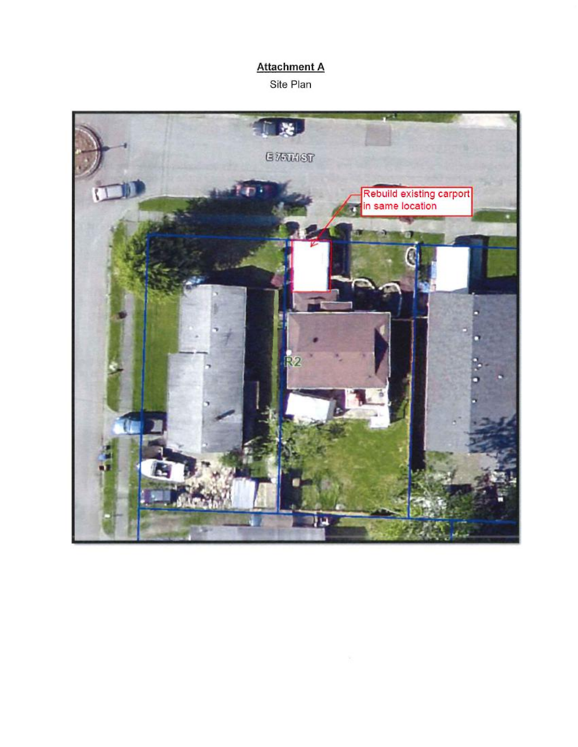**Attachment A**

Site Plan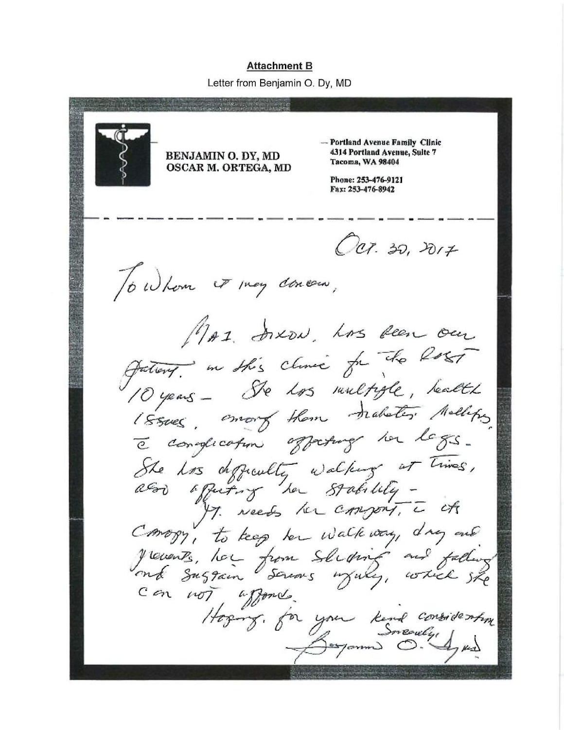**Attachment B**

Letter from Benjamin O. Dy, MD

**BENJAMIN O. DY, MD**
**OSCAR M. ORTEGA, MD**

— **Portland Avenue Family Clinic**
**4314 Portland Avenue, Suite 7**
**Tacoma, WA 98404**

**Phone: 253-476-9121**
**Fax: 253-476-8942**

Oct. 30, 2017

To Whom it may concern,

Mai Dixon, has been our patient in this clinic for the past 10 years - She has multiple, health issues, among them diabetes mellitus, c complication affecting her legs. She has difficulty walking at times, also affecting her stability -

Pt. needs her carport, c its canopy, to keep her walkway, dry and prevents, her from sliding and falling and sustain serious injury, which she can not afford.

Hoping for your kind consideration

Sincerely,

Benjamin O. Dy MD